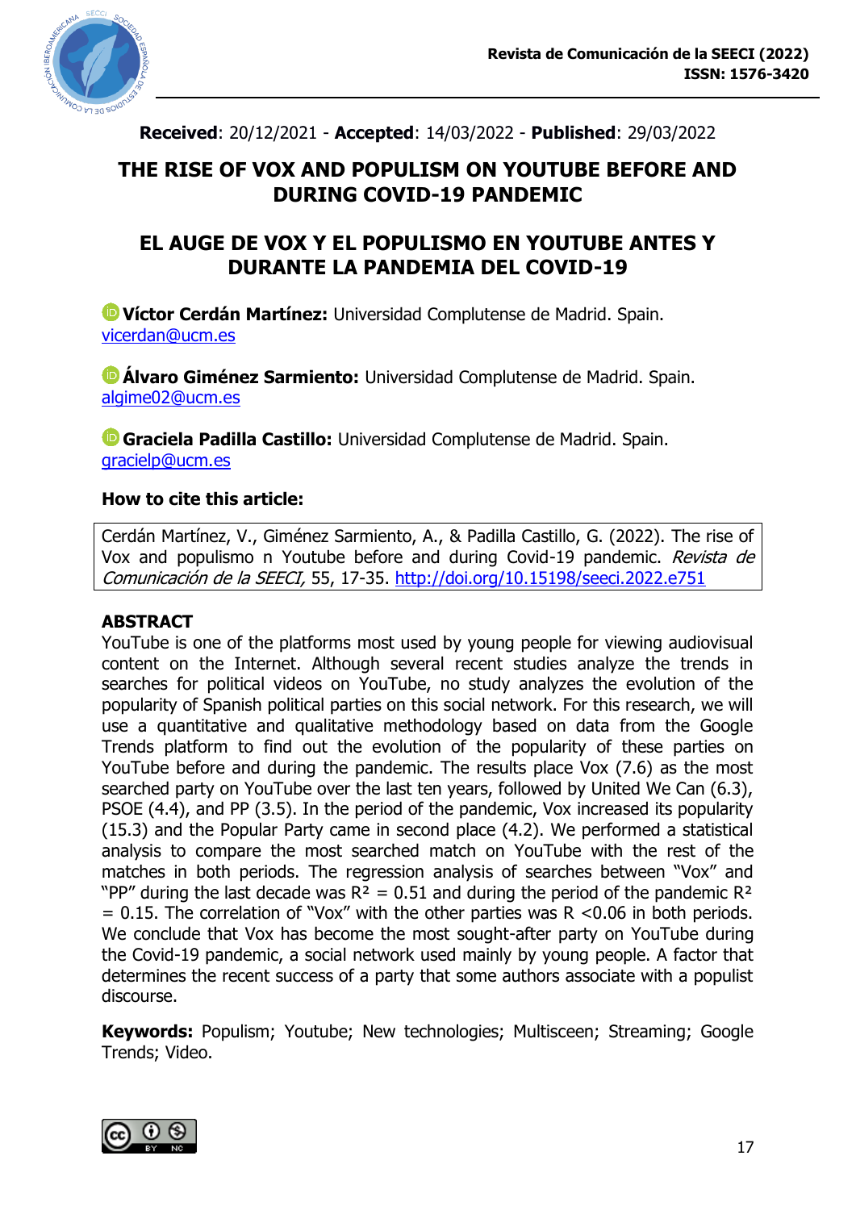**Received**: 20/12/2021 - **Accepted**: 14/03/2022 - **Published**: 29/03/2022

# THE RISE OF VOX AND POPULISM ON YOUTUBE BEFORE AND DURING COVID-19 PANDEMIC

# EL AUGE DE VOX Y EL POPULISMO EN YOUTUBE ANTES Y DURANTE LA PANDEMIA DEL COVID-19

**Víctor Cerdán Martínez:** Universidad Complutense de Madrid. Spain.
vicerdan@ucm.es

**Álvaro Giménez Sarmiento:** Universidad Complutense de Madrid. Spain.
algime02@ucm.es

**Graciela Padilla Castillo:** Universidad Complutense de Madrid. Spain.
gracielp@ucm.es

**How to cite this article:**

Cerdán Martínez, V., Giménez Sarmiento, A., & Padilla Castillo, G. (2022). The rise of Vox and populismo n Youtube before and during Covid-19 pandemic. *Revista de Comunicación de la SEECI,* 55, 17-35. http://doi.org/10.15198/seeci.2022.e751

## ABSTRACT

YouTube is one of the platforms most used by young people for viewing audiovisual content on the Internet. Although several recent studies analyze the trends in searches for political videos on YouTube, no study analyzes the evolution of the popularity of Spanish political parties on this social network. For this research, we will use a quantitative and qualitative methodology based on data from the Google Trends platform to find out the evolution of the popularity of these parties on YouTube before and during the pandemic. The results place Vox (7.6) as the most searched party on YouTube over the last ten years, followed by United We Can (6.3), PSOE (4.4), and PP (3.5). In the period of the pandemic, Vox increased its popularity (15.3) and the Popular Party came in second place (4.2). We performed a statistical analysis to compare the most searched match on YouTube with the rest of the matches in both periods. The regression analysis of searches between "Vox" and "PP" during the last decade was $R^2 = 0.51$ and during the period of the pandemic $R^2 = 0.15$. The correlation of "Vox" with the other parties was $R < 0.06$ in both periods. We conclude that Vox has become the most sought-after party on YouTube during the Covid-19 pandemic, a social network used mainly by young people. A factor that determines the recent success of a party that some authors associate with a populist discourse.

**Keywords:** Populism; Youtube; New technologies; Multisceen; Streaming; Google Trends; Video.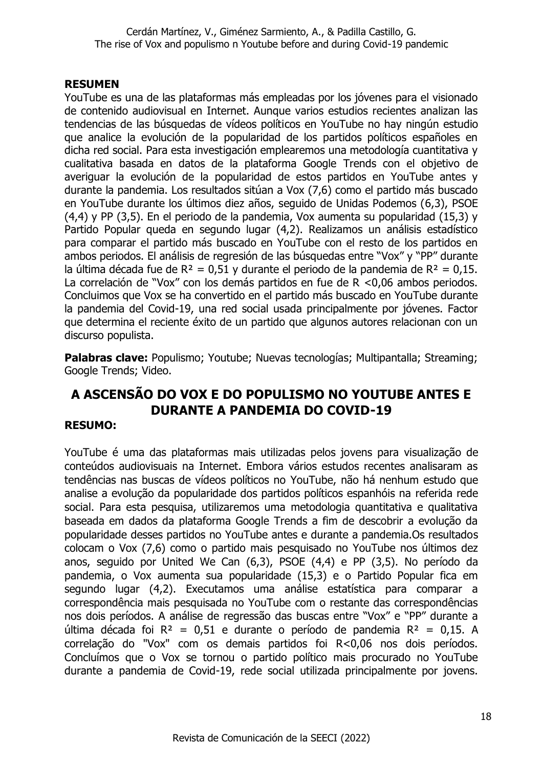**RESUMEN**

YouTube es una de las plataformas más empleadas por los jóvenes para el visionado de contenido audiovisual en Internet. Aunque varios estudios recientes analizan las tendencias de las búsquedas de vídeos políticos en YouTube no hay ningún estudio que analice la evolución de la popularidad de los partidos políticos españoles en dicha red social. Para esta investigación emplearemos una metodología cuantitativa y cualitativa basada en datos de la plataforma Google Trends con el objetivo de averiguar la evolución de la popularidad de estos partidos en YouTube antes y durante la pandemia. Los resultados sitúan a Vox (7,6) como el partido más buscado en YouTube durante los últimos diez años, seguido de Unidas Podemos (6,3), PSOE (4,4) y PP (3,5). En el periodo de la pandemia, Vox aumenta su popularidad (15,3) y Partido Popular queda en segundo lugar (4,2). Realizamos un análisis estadístico para comparar el partido más buscado en YouTube con el resto de los partidos en ambos periodos. El análisis de regresión de las búsquedas entre "Vox" y "PP" durante la última década fue de $R^2 = 0,51$ y durante el periodo de la pandemia de $R^2 = 0,15$. La correlación de "Vox" con los demás partidos en fue de $R < 0,06$ ambos periodos. Concluimos que Vox se ha convertido en el partido más buscado en YouTube durante la pandemia del Covid-19, una red social usada principalmente por jóvenes. Factor que determina el reciente éxito de un partido que algunos autores relacionan con un discurso populista.

**Palabras clave:** Populismo; Youtube; Nuevas tecnologías; Multipantalla; Streaming; Google Trends; Video.

## A ASCENSÃO DO VOX E DO POPULISMO NO YOUTUBE ANTES E DURANTE A PANDEMIA DO COVID-19

**RESUMO:**

YouTube é uma das plataformas mais utilizadas pelos jovens para visualização de conteúdos audiovisuais na Internet. Embora vários estudos recentes analisaram as tendências nas buscas de vídeos políticos no YouTube, não há nenhum estudo que analise a evolução da popularidade dos partidos políticos espanhóis na referida rede social. Para esta pesquisa, utilizaremos uma metodologia quantitativa e qualitativa baseada em dados da plataforma Google Trends a fim de descobrir a evolução da popularidade desses partidos no YouTube antes e durante a pandemia.Os resultados colocam o Vox (7,6) como o partido mais pesquisado no YouTube nos últimos dez anos, seguido por United We Can (6,3), PSOE (4,4) e PP (3,5). No período da pandemia, o Vox aumenta sua popularidade (15,3) e o Partido Popular fica em segundo lugar (4,2). Executamos uma análise estatística para comparar a correspondência mais pesquisada no YouTube com o restante das correspondências nos dois períodos. A análise de regressão das buscas entre "Vox" e "PP" durante a última década foi $R^2 = 0,51$ e durante o período de pandemia $R^2 = 0,15$. A correlação do "Vox" com os demais partidos foi $R<0,06$ nos dois períodos. Concluímos que o Vox se tornou o partido político mais procurado no YouTube durante a pandemia de Covid-19, rede social utilizada principalmente por jovens.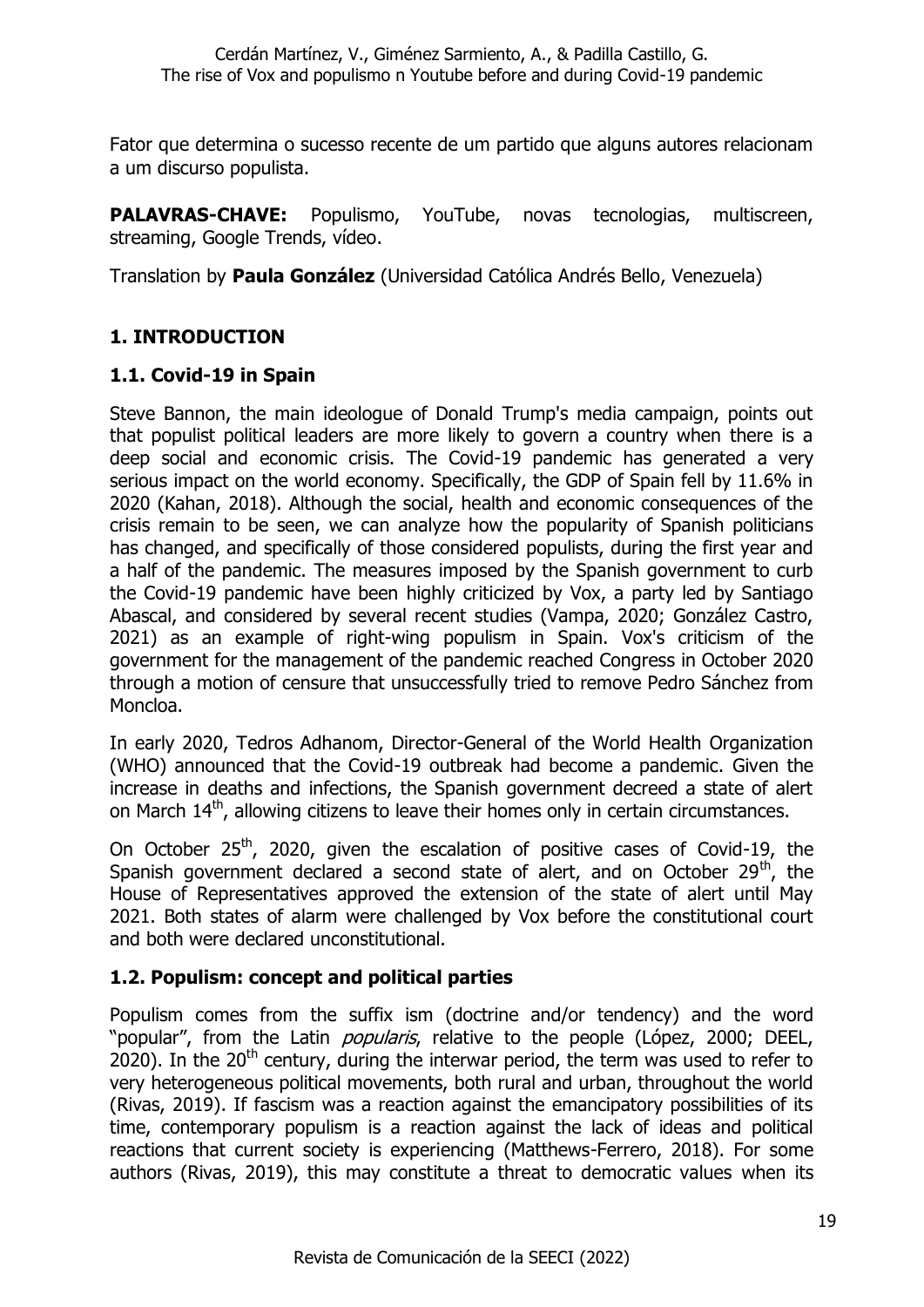Fator que determina o sucesso recente de um partido que alguns autores relacionam a um discurso populista.

**PALAVRAS-CHAVE:** Populismo, YouTube, novas tecnologias, multiscreen, streaming, Google Trends, vídeo.

Translation by **Paula González** (Universidad Católica Andrés Bello, Venezuela)

## 1. INTRODUCTION

### 1.1. Covid-19 in Spain

Steve Bannon, the main ideologue of Donald Trump's media campaign, points out that populist political leaders are more likely to govern a country when there is a deep social and economic crisis. The Covid-19 pandemic has generated a very serious impact on the world economy. Specifically, the GDP of Spain fell by 11.6% in 2020 (Kahan, 2018). Although the social, health and economic consequences of the crisis remain to be seen, we can analyze how the popularity of Spanish politicians has changed, and specifically of those considered populists, during the first year and a half of the pandemic. The measures imposed by the Spanish government to curb the Covid-19 pandemic have been highly criticized by Vox, a party led by Santiago Abascal, and considered by several recent studies (Vampa, 2020; González Castro, 2021) as an example of right-wing populism in Spain. Vox's criticism of the government for the management of the pandemic reached Congress in October 2020 through a motion of censure that unsuccessfully tried to remove Pedro Sánchez from Moncloa.

In early 2020, Tedros Adhanom, Director-General of the World Health Organization (WHO) announced that the Covid-19 outbreak had become a pandemic. Given the increase in deaths and infections, the Spanish government decreed a state of alert on March 14th, allowing citizens to leave their homes only in certain circumstances.

On October 25th, 2020, given the escalation of positive cases of Covid-19, the Spanish government declared a second state of alert, and on October 29th, the House of Representatives approved the extension of the state of alert until May 2021. Both states of alarm were challenged by Vox before the constitutional court and both were declared unconstitutional.

### 1.2. Populism: concept and political parties

Populism comes from the suffix ism (doctrine and/or tendency) and the word "popular", from the Latin *popularis*, relative to the people (López, 2000; DEEL, 2020). In the 20th century, during the interwar period, the term was used to refer to very heterogeneous political movements, both rural and urban, throughout the world (Rivas, 2019). If fascism was a reaction against the emancipatory possibilities of its time, contemporary populism is a reaction against the lack of ideas and political reactions that current society is experiencing (Matthews-Ferrero, 2018). For some authors (Rivas, 2019), this may constitute a threat to democratic values when its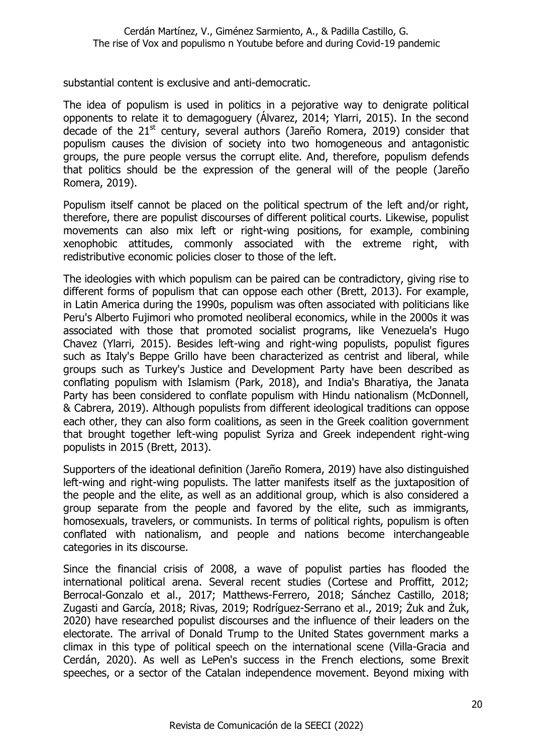substantial content is exclusive and anti-democratic.

The idea of populism is used in politics in a pejorative way to denigrate political opponents to relate it to demagoguery (Álvarez, 2014; Ylarri, 2015). In the second decade of the 21st century, several authors (Jareño Romera, 2019) consider that populism causes the division of society into two homogeneous and antagonistic groups, the pure people versus the corrupt elite. And, therefore, populism defends that politics should be the expression of the general will of the people (Jareño Romera, 2019).

Populism itself cannot be placed on the political spectrum of the left and/or right, therefore, there are populist discourses of different political courts. Likewise, populist movements can also mix left or right-wing positions, for example, combining xenophobic attitudes, commonly associated with the extreme right, with redistributive economic policies closer to those of the left.

The ideologies with which populism can be paired can be contradictory, giving rise to different forms of populism that can oppose each other (Brett, 2013). For example, in Latin America during the 1990s, populism was often associated with politicians like Peru's Alberto Fujimori who promoted neoliberal economics, while in the 2000s it was associated with those that promoted socialist programs, like Venezuela's Hugo Chavez (Ylarri, 2015). Besides left-wing and right-wing populists, populist figures such as Italy's Beppe Grillo have been characterized as centrist and liberal, while groups such as Turkey's Justice and Development Party have been described as conflating populism with Islamism (Park, 2018), and India's Bharatiya, the Janata Party has been considered to conflate populism with Hindu nationalism (McDonnell, & Cabrera, 2019). Although populists from different ideological traditions can oppose each other, they can also form coalitions, as seen in the Greek coalition government that brought together left-wing populist Syriza and Greek independent right-wing populists in 2015 (Brett, 2013).

Supporters of the ideational definition (Jareño Romera, 2019) have also distinguished left-wing and right-wing populists. The latter manifests itself as the juxtaposition of the people and the elite, as well as an additional group, which is also considered a group separate from the people and favored by the elite, such as immigrants, homosexuals, travelers, or communists. In terms of political rights, populism is often conflated with nationalism, and people and nations become interchangeable categories in its discourse.

Since the financial crisis of 2008, a wave of populist parties has flooded the international political arena. Several recent studies (Cortese and Proffitt, 2012; Berrocal-Gonzalo et al., 2017; Matthews-Ferrero, 2018; Sánchez Castillo, 2018; Zugasti and García, 2018; Rivas, 2019; Rodríguez-Serrano et al., 2019; Żuk and Żuk, 2020) have researched populist discourses and the influence of their leaders on the electorate. The arrival of Donald Trump to the United States government marks a climax in this type of political speech on the international scene (Villa-Gracia and Cerdán, 2020). As well as LePen's success in the French elections, some Brexit speeches, or a sector of the Catalan independence movement. Beyond mixing with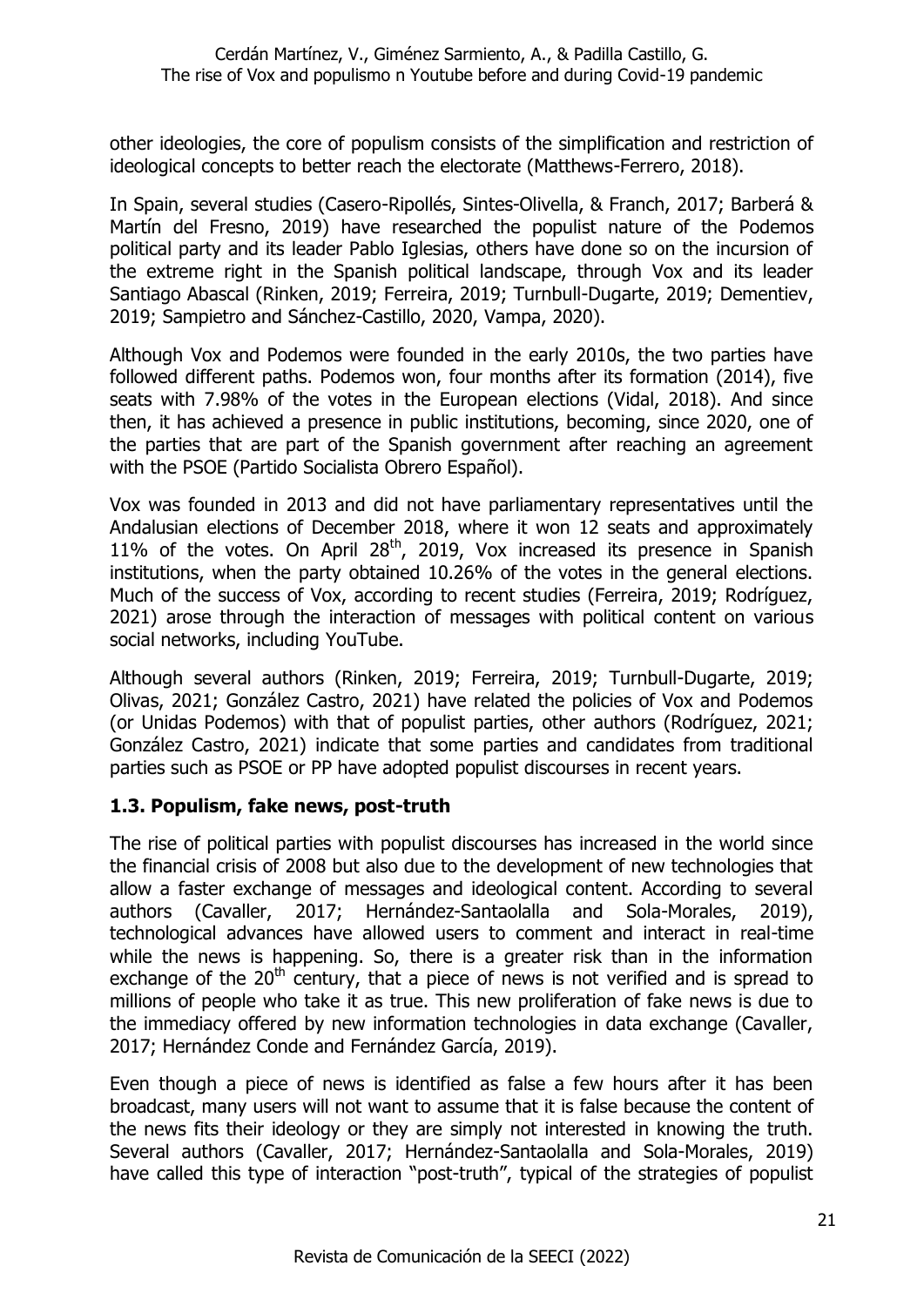other ideologies, the core of populism consists of the simplification and restriction of ideological concepts to better reach the electorate (Matthews-Ferrero, 2018).

In Spain, several studies (Casero-Ripollés, Sintes-Olivella, & Franch, 2017; Barberá & Martín del Fresno, 2019) have researched the populist nature of the Podemos political party and its leader Pablo Iglesias, others have done so on the incursion of the extreme right in the Spanish political landscape, through Vox and its leader Santiago Abascal (Rinken, 2019; Ferreira, 2019; Turnbull-Dugarte, 2019; Dementiev, 2019; Sampietro and Sánchez-Castillo, 2020, Vampa, 2020).

Although Vox and Podemos were founded in the early 2010s, the two parties have followed different paths. Podemos won, four months after its formation (2014), five seats with 7.98% of the votes in the European elections (Vidal, 2018). And since then, it has achieved a presence in public institutions, becoming, since 2020, one of the parties that are part of the Spanish government after reaching an agreement with the PSOE (Partido Socialista Obrero Español).

Vox was founded in 2013 and did not have parliamentary representatives until the Andalusian elections of December 2018, where it won 12 seats and approximately 11% of the votes. On April 28th, 2019, Vox increased its presence in Spanish institutions, when the party obtained 10.26% of the votes in the general elections. Much of the success of Vox, according to recent studies (Ferreira, 2019; Rodríguez, 2021) arose through the interaction of messages with political content on various social networks, including YouTube.

Although several authors (Rinken, 2019; Ferreira, 2019; Turnbull-Dugarte, 2019; Olivas, 2021; González Castro, 2021) have related the policies of Vox and Podemos (or Unidas Podemos) with that of populist parties, other authors (Rodríguez, 2021; González Castro, 2021) indicate that some parties and candidates from traditional parties such as PSOE or PP have adopted populist discourses in recent years.

### 1.3. Populism, fake news, post-truth

The rise of political parties with populist discourses has increased in the world since the financial crisis of 2008 but also due to the development of new technologies that allow a faster exchange of messages and ideological content. According to several authors (Cavaller, 2017; Hernández-Santaolalla and Sola-Morales, 2019), technological advances have allowed users to comment and interact in real-time while the news is happening. So, there is a greater risk than in the information exchange of the 20th century, that a piece of news is not verified and is spread to millions of people who take it as true. This new proliferation of fake news is due to the immediacy offered by new information technologies in data exchange (Cavaller, 2017; Hernández Conde and Fernández García, 2019).

Even though a piece of news is identified as false a few hours after it has been broadcast, many users will not want to assume that it is false because the content of the news fits their ideology or they are simply not interested in knowing the truth. Several authors (Cavaller, 2017; Hernández-Santaolalla and Sola-Morales, 2019) have called this type of interaction "post-truth", typical of the strategies of populist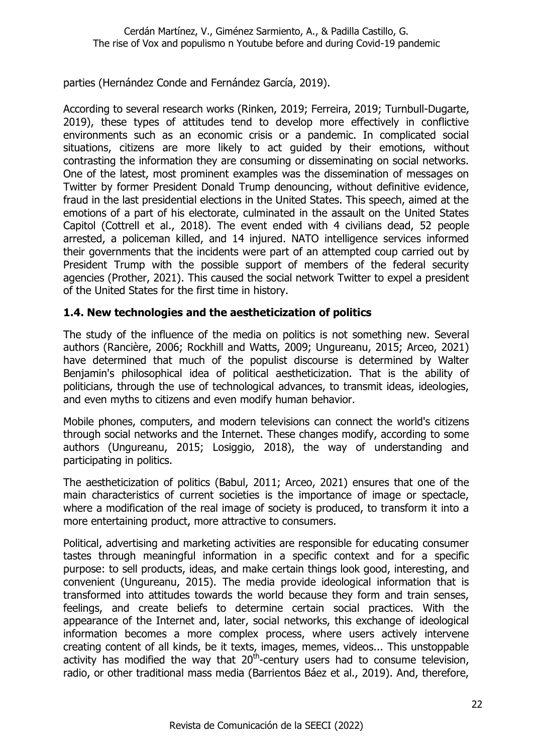parties (Hernández Conde and Fernández García, 2019).

According to several research works (Rinken, 2019; Ferreira, 2019; Turnbull-Dugarte, 2019), these types of attitudes tend to develop more effectively in conflictive environments such as an economic crisis or a pandemic. In complicated social situations, citizens are more likely to act guided by their emotions, without contrasting the information they are consuming or disseminating on social networks. One of the latest, most prominent examples was the dissemination of messages on Twitter by former President Donald Trump denouncing, without definitive evidence, fraud in the last presidential elections in the United States. This speech, aimed at the emotions of a part of his electorate, culminated in the assault on the United States Capitol (Cottrell et al., 2018). The event ended with 4 civilians dead, 52 people arrested, a policeman killed, and 14 injured. NATO intelligence services informed their governments that the incidents were part of an attempted coup carried out by President Trump with the possible support of members of the federal security agencies (Prother, 2021). This caused the social network Twitter to expel a president of the United States for the first time in history.

### 1.4. New technologies and the aestheticization of politics

The study of the influence of the media on politics is not something new. Several authors (Rancière, 2006; Rockhill and Watts, 2009; Ungureanu, 2015; Arceo, 2021) have determined that much of the populist discourse is determined by Walter Benjamin's philosophical idea of political aestheticization. That is the ability of politicians, through the use of technological advances, to transmit ideas, ideologies, and even myths to citizens and even modify human behavior.

Mobile phones, computers, and modern televisions can connect the world's citizens through social networks and the Internet. These changes modify, according to some authors (Ungureanu, 2015; Losiggio, 2018), the way of understanding and participating in politics.

The aestheticization of politics (Babul, 2011; Arceo, 2021) ensures that one of the main characteristics of current societies is the importance of image or spectacle, where a modification of the real image of society is produced, to transform it into a more entertaining product, more attractive to consumers.

Political, advertising and marketing activities are responsible for educating consumer tastes through meaningful information in a specific context and for a specific purpose: to sell products, ideas, and make certain things look good, interesting, and convenient (Ungureanu, 2015). The media provide ideological information that is transformed into attitudes towards the world because they form and train senses, feelings, and create beliefs to determine certain social practices. With the appearance of the Internet and, later, social networks, this exchange of ideological information becomes a more complex process, where users actively intervene creating content of all kinds, be it texts, images, memes, videos... This unstoppable activity has modified the way that 20th-century users had to consume television, radio, or other traditional mass media (Barrientos Báez et al., 2019). And, therefore,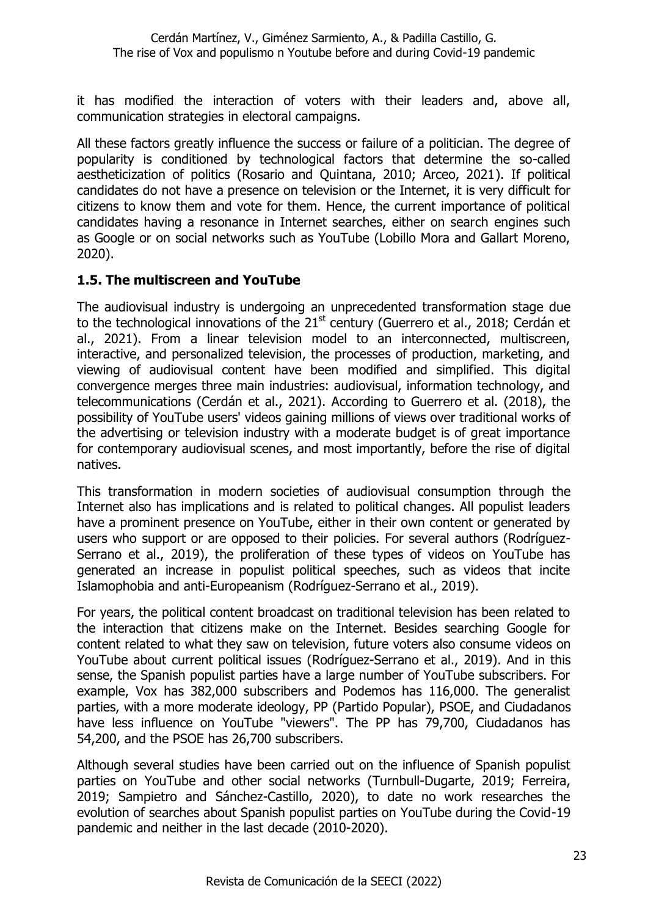it has modified the interaction of voters with their leaders and, above all, communication strategies in electoral campaigns.

All these factors greatly influence the success or failure of a politician. The degree of popularity is conditioned by technological factors that determine the so-called aestheticization of politics (Rosario and Quintana, 2010; Arceo, 2021). If political candidates do not have a presence on television or the Internet, it is very difficult for citizens to know them and vote for them. Hence, the current importance of political candidates having a resonance in Internet searches, either on search engines such as Google or on social networks such as YouTube (Lobillo Mora and Gallart Moreno, 2020).

### 1.5. The multiscreen and YouTube

The audiovisual industry is undergoing an unprecedented transformation stage due to the technological innovations of the 21st century (Guerrero et al., 2018; Cerdán et al., 2021). From a linear television model to an interconnected, multiscreen, interactive, and personalized television, the processes of production, marketing, and viewing of audiovisual content have been modified and simplified. This digital convergence merges three main industries: audiovisual, information technology, and telecommunications (Cerdán et al., 2021). According to Guerrero et al. (2018), the possibility of YouTube users' videos gaining millions of views over traditional works of the advertising or television industry with a moderate budget is of great importance for contemporary audiovisual scenes, and most importantly, before the rise of digital natives.

This transformation in modern societies of audiovisual consumption through the Internet also has implications and is related to political changes. All populist leaders have a prominent presence on YouTube, either in their own content or generated by users who support or are opposed to their policies. For several authors (Rodríguez-Serrano et al., 2019), the proliferation of these types of videos on YouTube has generated an increase in populist political speeches, such as videos that incite Islamophobia and anti-Europeanism (Rodríguez-Serrano et al., 2019).

For years, the political content broadcast on traditional television has been related to the interaction that citizens make on the Internet. Besides searching Google for content related to what they saw on television, future voters also consume videos on YouTube about current political issues (Rodríguez-Serrano et al., 2019). And in this sense, the Spanish populist parties have a large number of YouTube subscribers. For example, Vox has 382,000 subscribers and Podemos has 116,000. The generalist parties, with a more moderate ideology, PP (Partido Popular), PSOE, and Ciudadanos have less influence on YouTube "viewers". The PP has 79,700, Ciudadanos has 54,200, and the PSOE has 26,700 subscribers.

Although several studies have been carried out on the influence of Spanish populist parties on YouTube and other social networks (Turnbull-Dugarte, 2019; Ferreira, 2019; Sampietro and Sánchez-Castillo, 2020), to date no work researches the evolution of searches about Spanish populist parties on YouTube during the Covid-19 pandemic and neither in the last decade (2010-2020).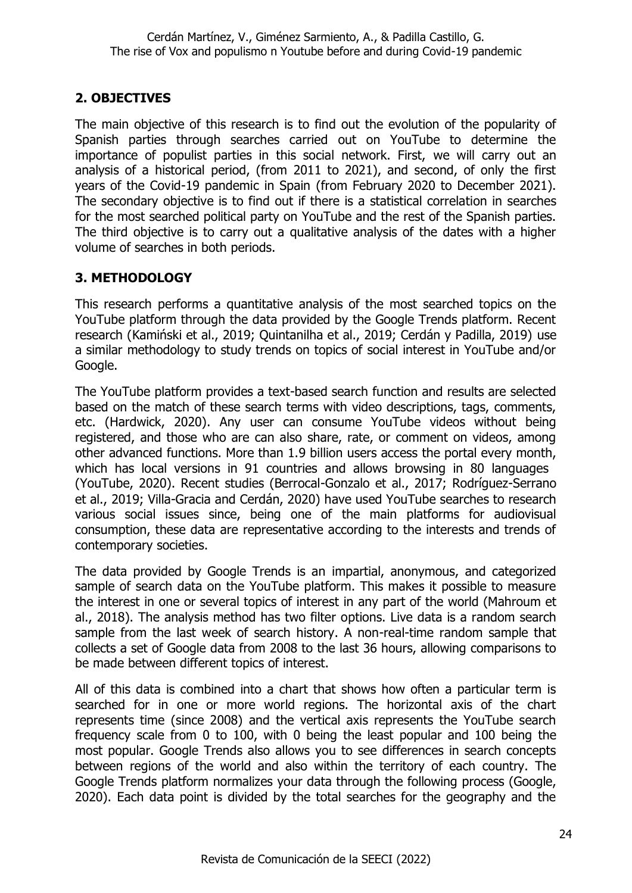## 2. OBJECTIVES

The main objective of this research is to find out the evolution of the popularity of Spanish parties through searches carried out on YouTube to determine the importance of populist parties in this social network. First, we will carry out an analysis of a historical period, (from 2011 to 2021), and second, of only the first years of the Covid-19 pandemic in Spain (from February 2020 to December 2021). The secondary objective is to find out if there is a statistical correlation in searches for the most searched political party on YouTube and the rest of the Spanish parties. The third objective is to carry out a qualitative analysis of the dates with a higher volume of searches in both periods.

## 3. METHODOLOGY

This research performs a quantitative analysis of the most searched topics on the YouTube platform through the data provided by the Google Trends platform. Recent research (Kamiński et al., 2019; Quintanilha et al., 2019; Cerdán y Padilla, 2019) use a similar methodology to study trends on topics of social interest in YouTube and/or Google.

The YouTube platform provides a text-based search function and results are selected based on the match of these search terms with video descriptions, tags, comments, etc. (Hardwick, 2020). Any user can consume YouTube videos without being registered, and those who are can also share, rate, or comment on videos, among other advanced functions. More than 1.9 billion users access the portal every month, which has local versions in 91 countries and allows browsing in 80 languages (YouTube, 2020). Recent studies (Berrocal-Gonzalo et al., 2017; Rodríguez-Serrano et al., 2019; Villa-Gracia and Cerdán, 2020) have used YouTube searches to research various social issues since, being one of the main platforms for audiovisual consumption, these data are representative according to the interests and trends of contemporary societies.

The data provided by Google Trends is an impartial, anonymous, and categorized sample of search data on the YouTube platform. This makes it possible to measure the interest in one or several topics of interest in any part of the world (Mahroum et al., 2018). The analysis method has two filter options. Live data is a random search sample from the last week of search history. A non-real-time random sample that collects a set of Google data from 2008 to the last 36 hours, allowing comparisons to be made between different topics of interest.

All of this data is combined into a chart that shows how often a particular term is searched for in one or more world regions. The horizontal axis of the chart represents time (since 2008) and the vertical axis represents the YouTube search frequency scale from 0 to 100, with 0 being the least popular and 100 being the most popular. Google Trends also allows you to see differences in search concepts between regions of the world and also within the territory of each country. The Google Trends platform normalizes your data through the following process (Google, 2020). Each data point is divided by the total searches for the geography and the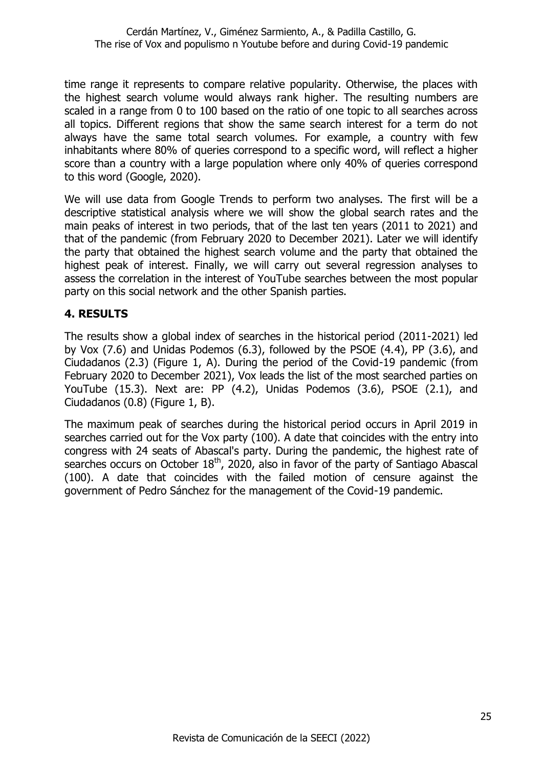time range it represents to compare relative popularity. Otherwise, the places with the highest search volume would always rank higher. The resulting numbers are scaled in a range from 0 to 100 based on the ratio of one topic to all searches across all topics. Different regions that show the same search interest for a term do not always have the same total search volumes. For example, a country with few inhabitants where 80% of queries correspond to a specific word, will reflect a higher score than a country with a large population where only 40% of queries correspond to this word (Google, 2020).

We will use data from Google Trends to perform two analyses. The first will be a descriptive statistical analysis where we will show the global search rates and the main peaks of interest in two periods, that of the last ten years (2011 to 2021) and that of the pandemic (from February 2020 to December 2021). Later we will identify the party that obtained the highest search volume and the party that obtained the highest peak of interest. Finally, we will carry out several regression analyses to assess the correlation in the interest of YouTube searches between the most popular party on this social network and the other Spanish parties.

## 4. RESULTS

The results show a global index of searches in the historical period (2011-2021) led by Vox (7.6) and Unidas Podemos (6.3), followed by the PSOE (4.4), PP (3.6), and Ciudadanos (2.3) (Figure 1, A). During the period of the Covid-19 pandemic (from February 2020 to December 2021), Vox leads the list of the most searched parties on YouTube (15.3). Next are: PP (4.2), Unidas Podemos (3.6), PSOE (2.1), and Ciudadanos (0.8) (Figure 1, B).

The maximum peak of searches during the historical period occurs in April 2019 in searches carried out for the Vox party (100). A date that coincides with the entry into congress with 24 seats of Abascal's party. During the pandemic, the highest rate of searches occurs on October 18th, 2020, also in favor of the party of Santiago Abascal (100). A date that coincides with the failed motion of censure against the government of Pedro Sánchez for the management of the Covid-19 pandemic.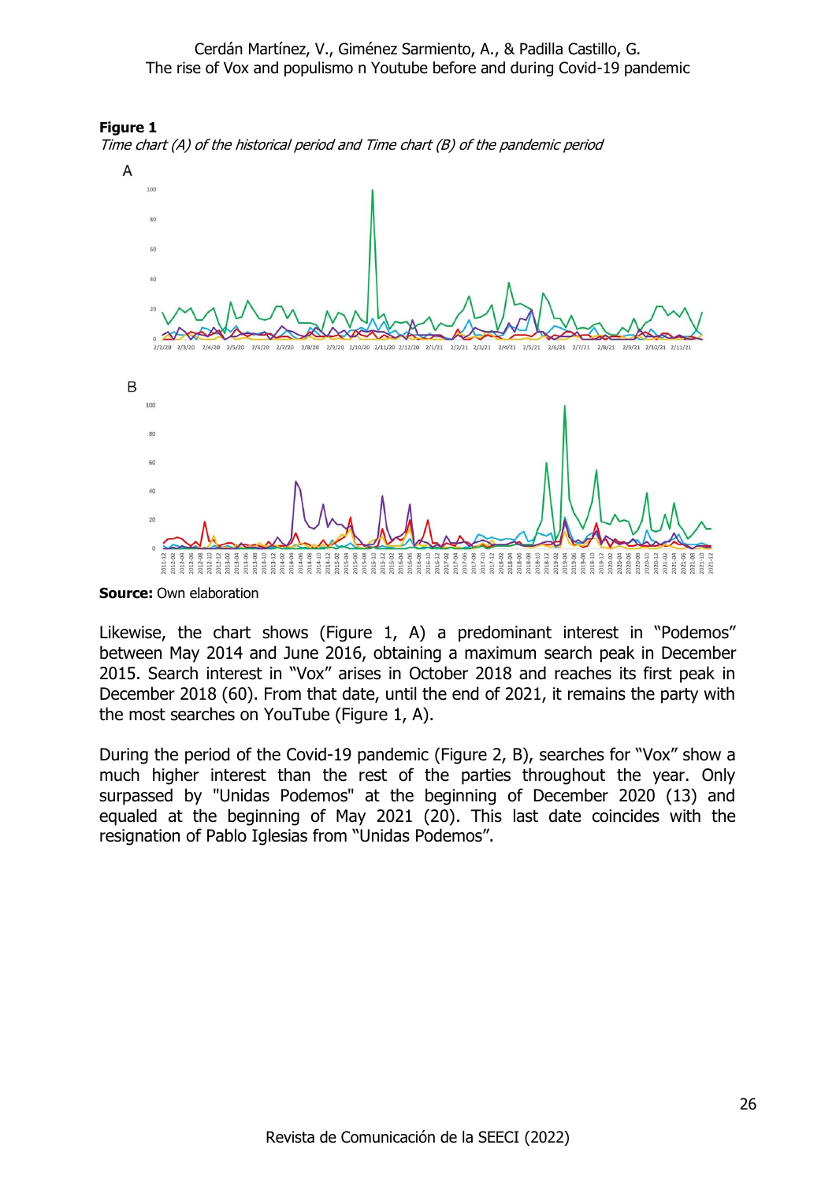**Figure 1**

*Time chart (A) of the historical period and Time chart (B) of the pandemic period*

**Source:** Own elaboration

Likewise, the chart shows (Figure 1, A) a predominant interest in "Podemos" between May 2014 and June 2016, obtaining a maximum search peak in December 2015. Search interest in "Vox" arises in October 2018 and reaches its first peak in December 2018 (60). From that date, until the end of 2021, it remains the party with the most searches on YouTube (Figure 1, A).

During the period of the Covid-19 pandemic (Figure 2, B), searches for "Vox" show a much higher interest than the rest of the parties throughout the year. Only surpassed by "Unidas Podemos" at the beginning of December 2020 (13) and equaled at the beginning of May 2021 (20). This last date coincides with the resignation of Pablo Iglesias from "Unidas Podemos".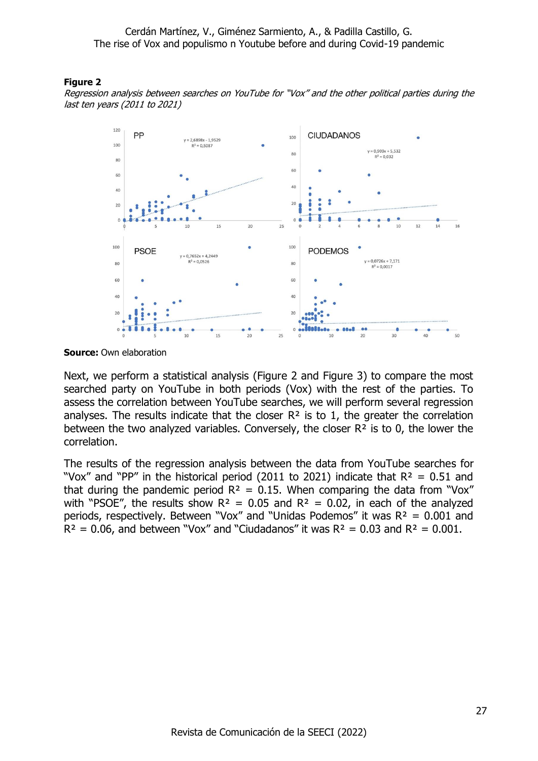**Figure 2**

*Regression analysis between searches on YouTube for "Vox" and the other political parties during the last ten years (2011 to 2021)*

**Source:** Own elaboration

Next, we perform a statistical analysis (Figure 2 and Figure 3) to compare the most searched party on YouTube in both periods (Vox) with the rest of the parties. To assess the correlation between YouTube searches, we will perform several regression analyses. The results indicate that the closer $R^2$ is to 1, the greater the correlation between the two analyzed variables. Conversely, the closer $R^2$ is to 0, the lower the correlation.

The results of the regression analysis between the data from YouTube searches for "Vox" and "PP" in the historical period (2011 to 2021) indicate that $R^2 = 0.51$ and that during the pandemic period $R^2 = 0.15$. When comparing the data from "Vox" with "PSOE", the results show $R^2 = 0.05$ and $R^2 = 0.02$, in each of the analyzed periods, respectively. Between "Vox" and "Unidas Podemos" it was $R^2 = 0.001$ and $R^2 = 0.06$, and between "Vox" and "Ciudadanos" it was $R^2 = 0.03$ and $R^2 = 0.001$.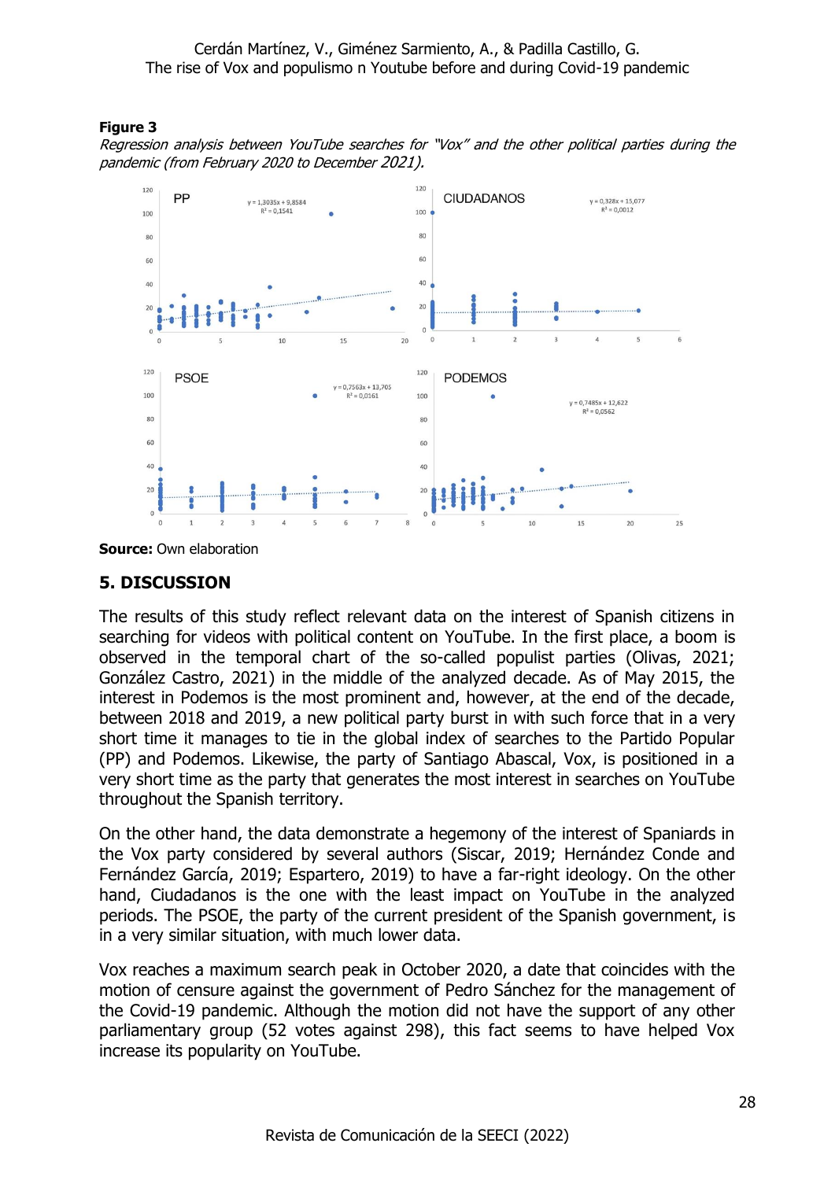**Figure 3**

*Regression analysis between YouTube searches for "Vox" and the other political parties during the pandemic (from February 2020 to December 2021).*

PP: $y = 1{,}3035x + 9{,}8584$, $R^2 = 0{,}1541$

CIUDADANOS: $y = 0{,}328x + 15{,}077$, $R^2 = 0{,}0012$

PSOE: $y = 0{,}7563x + 13{,}705$, $R^2 = 0{,}0161$

PODEMOS: $y = 0{,}7485x + 12{,}622$, $R^2 = 0{,}0562$

**Source:** Own elaboration

## 5. DISCUSSION

The results of this study reflect relevant data on the interest of Spanish citizens in searching for videos with political content on YouTube. In the first place, a boom is observed in the temporal chart of the so-called populist parties (Olivas, 2021; González Castro, 2021) in the middle of the analyzed decade. As of May 2015, the interest in Podemos is the most prominent and, however, at the end of the decade, between 2018 and 2019, a new political party burst in with such force that in a very short time it manages to tie in the global index of searches to the Partido Popular (PP) and Podemos. Likewise, the party of Santiago Abascal, Vox, is positioned in a very short time as the party that generates the most interest in searches on YouTube throughout the Spanish territory.

On the other hand, the data demonstrate a hegemony of the interest of Spaniards in the Vox party considered by several authors (Siscar, 2019; Hernández Conde and Fernández García, 2019; Espartero, 2019) to have a far-right ideology. On the other hand, Ciudadanos is the one with the least impact on YouTube in the analyzed periods. The PSOE, the party of the current president of the Spanish government, is in a very similar situation, with much lower data.

Vox reaches a maximum search peak in October 2020, a date that coincides with the motion of censure against the government of Pedro Sánchez for the management of the Covid-19 pandemic. Although the motion did not have the support of any other parliamentary group (52 votes against 298), this fact seems to have helped Vox increase its popularity on YouTube.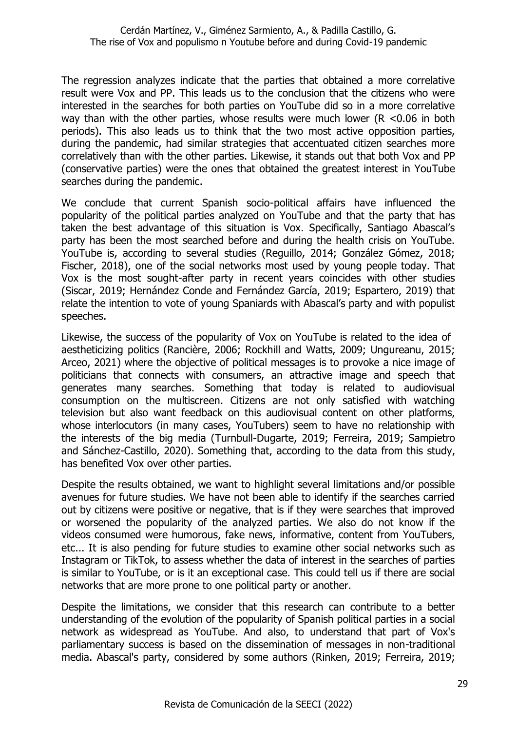The regression analyzes indicate that the parties that obtained a more correlative result were Vox and PP. This leads us to the conclusion that the citizens who were interested in the searches for both parties on YouTube did so in a more correlative way than with the other parties, whose results were much lower ($R < 0.06$ in both periods). This also leads us to think that the two most active opposition parties, during the pandemic, had similar strategies that accentuated citizen searches more correlatively than with the other parties. Likewise, it stands out that both Vox and PP (conservative parties) were the ones that obtained the greatest interest in YouTube searches during the pandemic.

We conclude that current Spanish socio-political affairs have influenced the popularity of the political parties analyzed on YouTube and that the party that has taken the best advantage of this situation is Vox. Specifically, Santiago Abascal's party has been the most searched before and during the health crisis on YouTube. YouTube is, according to several studies (Reguillo, 2014; González Gómez, 2018; Fischer, 2018), one of the social networks most used by young people today. That Vox is the most sought-after party in recent years coincides with other studies (Siscar, 2019; Hernández Conde and Fernández García, 2019; Espartero, 2019) that relate the intention to vote of young Spaniards with Abascal's party and with populist speeches.

Likewise, the success of the popularity of Vox on YouTube is related to the idea of aestheticizing politics (Rancière, 2006; Rockhill and Watts, 2009; Ungureanu, 2015; Arceo, 2021) where the objective of political messages is to provoke a nice image of politicians that connects with consumers, an attractive image and speech that generates many searches. Something that today is related to audiovisual consumption on the multiscreen. Citizens are not only satisfied with watching television but also want feedback on this audiovisual content on other platforms, whose interlocutors (in many cases, YouTubers) seem to have no relationship with the interests of the big media (Turnbull-Dugarte, 2019; Ferreira, 2019; Sampietro and Sánchez-Castillo, 2020). Something that, according to the data from this study, has benefited Vox over other parties.

Despite the results obtained, we want to highlight several limitations and/or possible avenues for future studies. We have not been able to identify if the searches carried out by citizens were positive or negative, that is if they were searches that improved or worsened the popularity of the analyzed parties. We also do not know if the videos consumed were humorous, fake news, informative, content from YouTubers, etc... It is also pending for future studies to examine other social networks such as Instagram or TikTok, to assess whether the data of interest in the searches of parties is similar to YouTube, or is it an exceptional case. This could tell us if there are social networks that are more prone to one political party or another.

Despite the limitations, we consider that this research can contribute to a better understanding of the evolution of the popularity of Spanish political parties in a social network as widespread as YouTube. And also, to understand that part of Vox's parliamentary success is based on the dissemination of messages in non-traditional media. Abascal's party, considered by some authors (Rinken, 2019; Ferreira, 2019;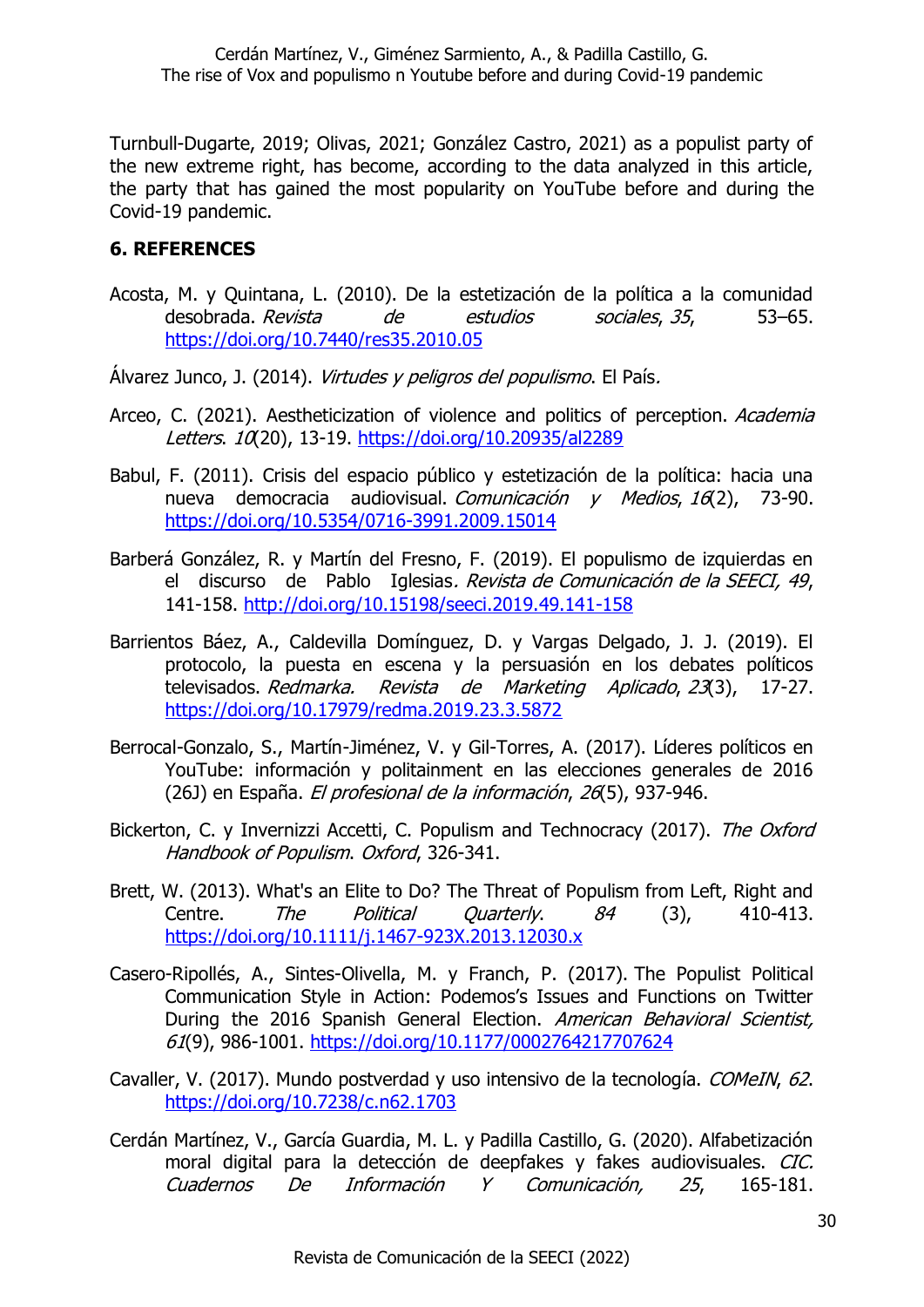Turnbull-Dugarte, 2019; Olivas, 2021; González Castro, 2021) as a populist party of the new extreme right, has become, according to the data analyzed in this article, the party that has gained the most popularity on YouTube before and during the Covid-19 pandemic.

## 6. REFERENCES

Acosta, M. y Quintana, L. (2010). De la estetización de la política a la comunidad desobrada. *Revista de estudios sociales*, *35*, 53–65. https://doi.org/10.7440/res35.2010.05

Álvarez Junco, J. (2014). *Virtudes y peligros del populismo*. El País.

Arceo, C. (2021). Aestheticization of violence and politics of perception. *Academia Letters*. *10*(20), 13-19. https://doi.org/10.20935/al2289

Babul, F. (2011). Crisis del espacio público y estetización de la política: hacia una nueva democracia audiovisual. *Comunicación y Medios*, *16*(2), 73-90. https://doi.org/10.5354/0716-3991.2009.15014

Barberá González, R. y Martín del Fresno, F. (2019). El populismo de izquierdas en el discurso de Pablo Iglesias*. Revista de Comunicación de la SEECI, 49*, 141-158. http://doi.org/10.15198/seeci.2019.49.141-158

Barrientos Báez, A., Caldevilla Domínguez, D. y Vargas Delgado, J. J. (2019). El protocolo, la puesta en escena y la persuasión en los debates políticos televisados. *Redmarka. Revista de Marketing Aplicado*, *23*(3), 17-27. https://doi.org/10.17979/redma.2019.23.3.5872

Berrocal-Gonzalo, S., Martín-Jiménez, V. y Gil-Torres, A. (2017). Líderes políticos en YouTube: información y politainment en las elecciones generales de 2016 (26J) en España. *El profesional de la información*, *26*(5), 937-946.

Bickerton, C. y Invernizzi Accetti, C. Populism and Technocracy (2017). *The Oxford Handbook of Populism*. *Oxford*, 326-341.

Brett, W. (2013). What's an Elite to Do? The Threat of Populism from Left, Right and Centre. *The Political Quarterly*. *84* (3), 410-413. https://doi.org/10.1111/j.1467-923X.2013.12030.x

Casero-Ripollés, A., Sintes-Olivella, M. y Franch, P. (2017). The Populist Political Communication Style in Action: Podemos's Issues and Functions on Twitter During the 2016 Spanish General Election. *American Behavioral Scientist, 61*(9), 986-1001. https://doi.org/10.1177/0002764217707624

Cavaller, V. (2017). Mundo postverdad y uso intensivo de la tecnología. *COMeIN*, *62*. https://doi.org/10.7238/c.n62.1703

Cerdán Martínez, V., García Guardia, M. L. y Padilla Castillo, G. (2020). Alfabetización moral digital para la detección de deepfakes y fakes audiovisuales. *CIC. Cuadernos De Información Y Comunicación, 25*, 165-181.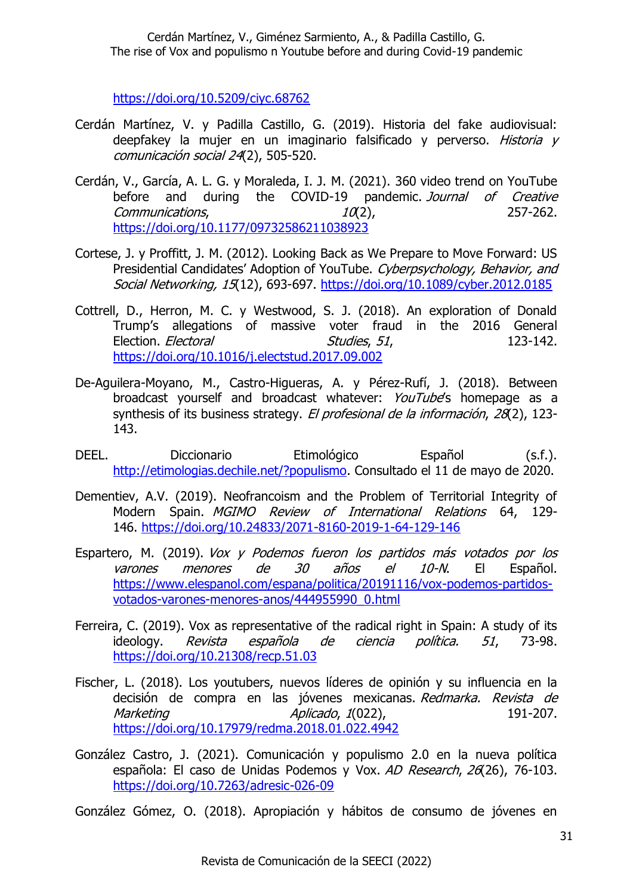https://doi.org/10.5209/ciyc.68762

Cerdán Martínez, V. y Padilla Castillo, G. (2019). Historia del fake audiovisual: deepfakey la mujer en un imaginario falsificado y perverso. *Historia y comunicación social 24*(2), 505-520.

Cerdán, V., García, A. L. G. y Moraleda, I. J. M. (2021). 360 video trend on YouTube before and during the COVID-19 pandemic. *Journal of Creative Communications*, *10*(2), 257-262. https://doi.org/10.1177/09732586211038923

Cortese, J. y Proffitt, J. M. (2012). Looking Back as We Prepare to Move Forward: US Presidential Candidates' Adoption of YouTube. *Cyberpsychology, Behavior, and Social Networking, 15*(12), 693-697. https://doi.org/10.1089/cyber.2012.0185

Cottrell, D., Herron, M. C. y Westwood, S. J. (2018). An exploration of Donald Trump's allegations of massive voter fraud in the 2016 General Election. *Electoral Studies*, *51*, 123-142. https://doi.org/10.1016/j.electstud.2017.09.002

De-Aguilera-Moyano, M., Castro-Higueras, A. y Pérez-Rufí, J. (2018). Between broadcast yourself and broadcast whatever: *YouTube*'s homepage as a synthesis of its business strategy. *El profesional de la información*, *28*(2), 123-143.

DEEL. Diccionario Etimológico Español (s.f.). http://etimologias.dechile.net/?populismo. Consultado el 11 de mayo de 2020.

Dementiev, A.V. (2019). Neofrancoism and the Problem of Territorial Integrity of Modern Spain. *MGIMO Review of International Relations* 64, 129-146. https://doi.org/10.24833/2071-8160-2019-1-64-129-146

Espartero, M. (2019). *Vox y Podemos fueron los partidos más votados por los varones menores de 30 años el 10-N*. El Español. https://www.elespanol.com/espana/politica/20191116/vox-podemos-partidos-votados-varones-menores-anos/444955990_0.html

Ferreira, C. (2019). Vox as representative of the radical right in Spain: A study of its ideology. *Revista española de ciencia política. 51*, 73-98. https://doi.org/10.21308/recp.51.03

Fischer, L. (2018). Los youtubers, nuevos líderes de opinión y su influencia en la decisión de compra en las jóvenes mexicanas. *Redmarka. Revista de Marketing Aplicado*, *1*(022), 191-207. https://doi.org/10.17979/redma.2018.01.022.4942

González Castro, J. (2021). Comunicación y populismo 2.0 en la nueva política española: El caso de Unidas Podemos y Vox. *AD Research*, *26*(26), 76-103. https://doi.org/10.7263/adresic-026-09

González Gómez, O. (2018). Apropiación y hábitos de consumo de jóvenes en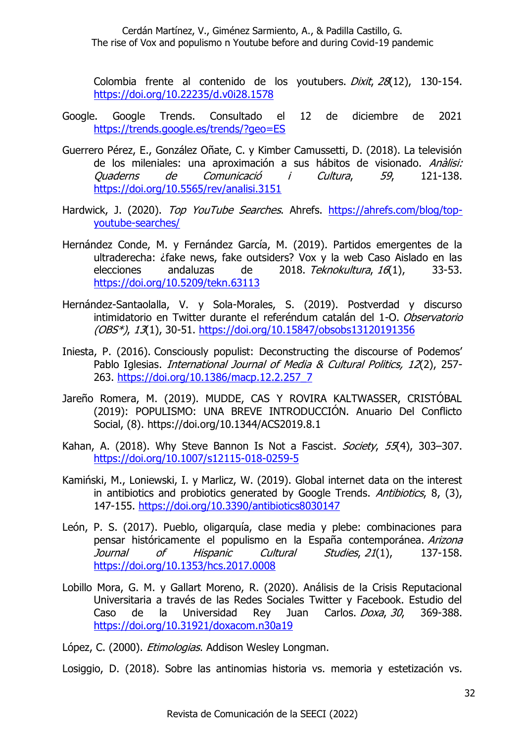Colombia frente al contenido de los youtubers. *Dixit*, *28*(12), 130-154. https://doi.org/10.22235/d.v0i28.1578

Google. Google Trends. Consultado el 12 de diciembre de 2021 https://trends.google.es/trends/?geo=ES

Guerrero Pérez, E., González Oñate, C. y Kimber Camussetti, D. (2018). La televisión de los mileniales: una aproximación a sus hábitos de visionado. *Anàlisi: Quaderns de Comunicació i Cultura*, *59*, 121-138. https://doi.org/10.5565/rev/analisi.3151

Hardwick, J. (2020). *Top YouTube Searches*. Ahrefs. https://ahrefs.com/blog/top-youtube-searches/

Hernández Conde, M. y Fernández García, M. (2019). Partidos emergentes de la ultraderecha: ¿fake news, fake outsiders? Vox y la web Caso Aislado en las elecciones andaluzas de 2018. *Teknokultura*, *16*(1), 33-53. https://doi.org/10.5209/tekn.63113

Hernández-Santaolalla, V. y Sola-Morales, S. (2019). Postverdad y discurso intimidatorio en Twitter durante el referéndum catalán del 1-O. *Observatorio (OBS\*)*, *13*(1), 30-51. https://doi.org/10.15847/obsobs13120191356

Iniesta, P. (2016). Consciously populist: Deconstructing the discourse of Podemos' Pablo Iglesias. *International Journal of Media & Cultural Politics, 12*(2), 257-263. https://doi.org/10.1386/macp.12.2.257_7

Jareño Romera, M. (2019). MUDDE, CAS Y ROVIRA KALTWASSER, CRISTÓBAL (2019): POPULISMO: UNA BREVE INTRODUCCIÓN. Anuario Del Conflicto Social, (8). https://doi.org/10.1344/ACS2019.8.1

Kahan, A. (2018). Why Steve Bannon Is Not a Fascist. *Society*, *55*(4), 303–307. https://doi.org/10.1007/s12115-018-0259-5

Kamiński, M., Loniewski, I. y Marlicz, W. (2019). Global internet data on the interest in antibiotics and probiotics generated by Google Trends. *Antibiotics*, 8, (3), 147-155. https://doi.org/10.3390/antibiotics8030147

León, P. S. (2017). Pueblo, oligarquía, clase media y plebe: combinaciones para pensar históricamente el populismo en la España contemporánea. *Arizona Journal of Hispanic Cultural Studies*, *21*(1), 137-158. https://doi.org/10.1353/hcs.2017.0008

Lobillo Mora, G. M. y Gallart Moreno, R. (2020). Análisis de la Crisis Reputacional Universitaria a través de las Redes Sociales Twitter y Facebook. Estudio del Caso de la Universidad Rey Juan Carlos. *Doxa*, *30*, 369-388. https://doi.org/10.31921/doxacom.n30a19

López, C. (2000). *Etimologias*. Addison Wesley Longman.

Losiggio, D. (2018). Sobre las antinomias historia vs. memoria y estetización vs.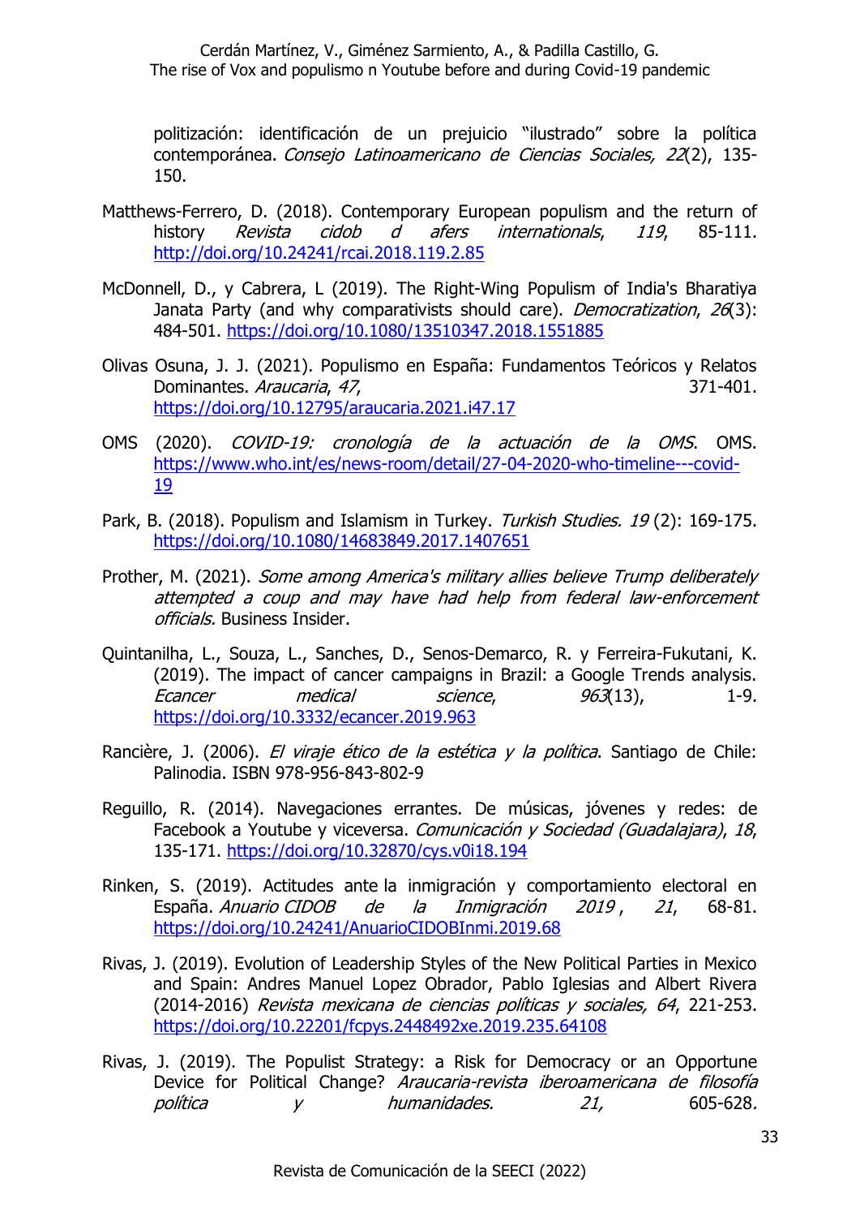politización: identificación de un prejuicio "ilustrado" sobre la política contemporánea. *Consejo Latinoamericano de Ciencias Sociales, 22*(2), 135-150.

Matthews-Ferrero, D. (2018). Contemporary European populism and the return of history *Revista cidob d afers internationals*, *119*, 85-111. http://doi.org/10.24241/rcai.2018.119.2.85

McDonnell, D., y Cabrera, L (2019). The Right-Wing Populism of India's Bharatiya Janata Party (and why comparativists should care). *Democratization*, *26*(3): 484-501. https://doi.org/10.1080/13510347.2018.1551885

Olivas Osuna, J. J. (2021). Populismo en España: Fundamentos Teóricos y Relatos Dominantes. *Araucaria*, *47*, 371-401. https://doi.org/10.12795/araucaria.2021.i47.17

OMS (2020). *COVID-19: cronología de la actuación de la OMS*. OMS. https://www.who.int/es/news-room/detail/27-04-2020-who-timeline---covid-19

Park, B. (2018). Populism and Islamism in Turkey. *Turkish Studies. 19* (2): 169-175. https://doi.org/10.1080/14683849.2017.1407651

Prother, M. (2021). *Some among America's military allies believe Trump deliberately attempted a coup and may have had help from federal law-enforcement officials.* Business Insider.

Quintanilha, L., Souza, L., Sanches, D., Senos-Demarco, R. y Ferreira-Fukutani, K. (2019). The impact of cancer campaigns in Brazil: a Google Trends analysis. *Ecancer medical science*, *963*(13), 1-9. https://doi.org/10.3332/ecancer.2019.963

Rancière, J. (2006). *El viraje ético de la estética y la política*. Santiago de Chile: Palinodia. ISBN 978-956-843-802-9

Reguillo, R. (2014). Navegaciones errantes. De músicas, jóvenes y redes: de Facebook a Youtube y viceversa. *Comunicación y Sociedad (Guadalajara)*, *18*, 135-171. https://doi.org/10.32870/cys.v0i18.194

Rinken, S. (2019). Actitudes ante la inmigración y comportamiento electoral en España. *Anuario CIDOB de la Inmigración 2019* , *21*, 68-81. https://doi.org/10.24241/AnuarioCIDOBInmi.2019.68

Rivas, J. (2019). Evolution of Leadership Styles of the New Political Parties in Mexico and Spain: Andres Manuel Lopez Obrador, Pablo Iglesias and Albert Rivera (2014-2016) *Revista mexicana de ciencias políticas y sociales, 64*, 221-253. https://doi.org/10.22201/fcpys.2448492xe.2019.235.64108

Rivas, J. (2019). The Populist Strategy: a Risk for Democracy or an Opportune Device for Political Change? *Araucaria-revista iberoamericana de filosofía política y humanidades. 21,* 605-628.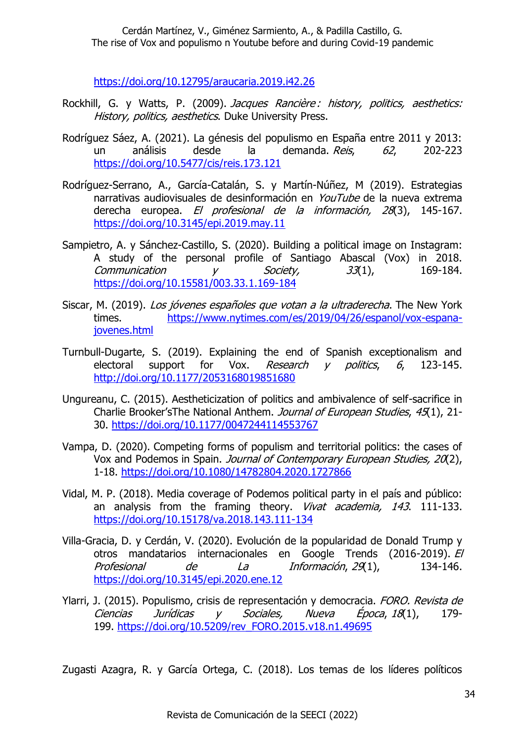https://doi.org/10.12795/araucaria.2019.i42.26

Rockhill, G. y Watts, P. (2009). *Jacques Rancière : history, politics, aesthetics: History, politics, aesthetics*. Duke University Press.

Rodríguez Sáez, A. (2021). La génesis del populismo en España entre 2011 y 2013: un análisis desde la demanda. *Reis*, *62*, 202-223 https://doi.org/10.5477/cis/reis.173.121

Rodríguez-Serrano, A., García-Catalán, S. y Martín-Núñez, M (2019). Estrategias narrativas audiovisuales de desinformación en *YouTube* de la nueva extrema derecha europea. *El profesional de la información, 28*(3), 145-167. https://doi.org/10.3145/epi.2019.may.11

Sampietro, A. y Sánchez-Castillo, S. (2020). Building a political image on Instagram: A study of the personal profile of Santiago Abascal (Vox) in 2018. *Communication y Society, 33*(1), 169-184. https://doi.org/10.15581/003.33.1.169-184

Siscar, M. (2019). *Los jóvenes españoles que votan a la ultraderecha*. The New York times. https://www.nytimes.com/es/2019/04/26/espanol/vox-espana-jovenes.html

Turnbull-Dugarte, S. (2019). Explaining the end of Spanish exceptionalism and electoral support for Vox. *Research y politics*, *6*, 123-145. http://doi.org/10.1177/2053168019851680

Ungureanu, C. (2015). Aestheticization of politics and ambivalence of self-sacrifice in Charlie Brooker'sThe National Anthem. *Journal of European Studies*, *45*(1), 21-30. https://doi.org/10.1177/0047244114553767

Vampa, D. (2020). Competing forms of populism and territorial politics: the cases of Vox and Podemos in Spain. *Journal of Contemporary European Studies, 20*(2), 1-18. https://doi.org/10.1080/14782804.2020.1727866

Vidal, M. P. (2018). Media coverage of Podemos political party in el país and público: an analysis from the framing theory. *Vivat academia, 143*. 111-133. https://doi.org/10.15178/va.2018.143.111-134

Villa-Gracia, D. y Cerdán, V. (2020). Evolución de la popularidad de Donald Trump y otros mandatarios internacionales en Google Trends (2016-2019). *El Profesional de La Información*, *29*(1), 134-146. https://doi.org/10.3145/epi.2020.ene.12

Ylarri, J. (2015). Populismo, crisis de representación y democracia. *FORO. Revista de Ciencias Jurídicas y Sociales, Nueva Época*, *18*(1), 179-199. https://doi.org/10.5209/rev_FORO.2015.v18.n1.49695

Zugasti Azagra, R. y García Ortega, C. (2018). Los temas de los líderes políticos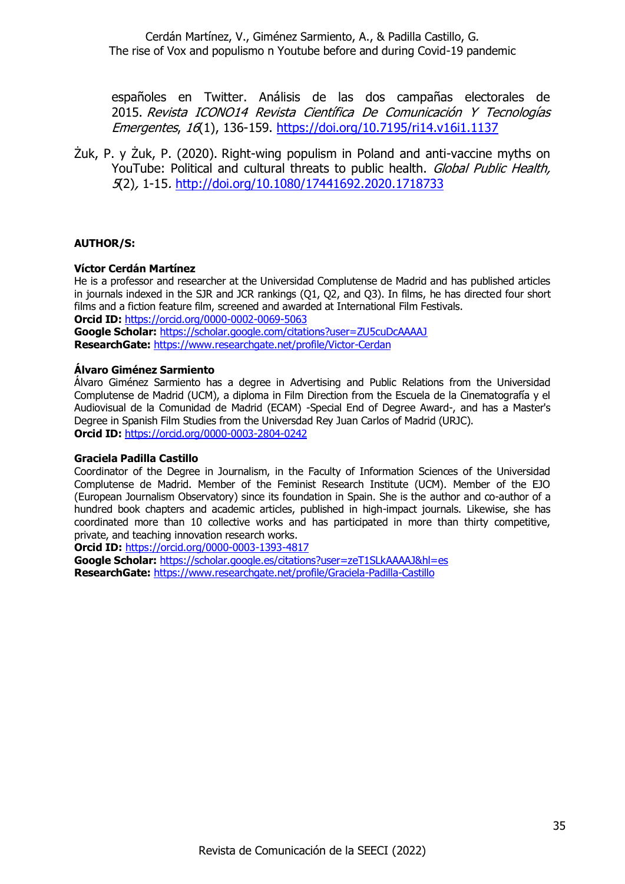españoles en Twitter. Análisis de las dos campañas electorales de 2015. *Revista ICONO14 Revista Científica De Comunicación Y Tecnologías Emergentes*, *16*(1), 136-159. https://doi.org/10.7195/ri14.v16i1.1137

Żuk, P. y Żuk, P. (2020). Right-wing populism in Poland and anti-vaccine myths on YouTube: Political and cultural threats to public health. *Global Public Health, 5*(2)*,* 1-15*.* http://doi.org/10.1080/17441692.2020.1718733

**AUTHOR/S:**

**Víctor Cerdán Martínez**
He is a professor and researcher at the Universidad Complutense de Madrid and has published articles in journals indexed in the SJR and JCR rankings (Q1, Q2, and Q3). In films, he has directed four short films and a fiction feature film, screened and awarded at International Film Festivals.
**Orcid ID:** https://orcid.org/0000-0002-0069-5063
**Google Scholar:** https://scholar.google.com/citations?user=ZU5cuDcAAAAJ
**ResearchGate:** https://www.researchgate.net/profile/Victor-Cerdan

**Álvaro Giménez Sarmiento**
Álvaro Giménez Sarmiento has a degree in Advertising and Public Relations from the Universidad Complutense de Madrid (UCM), a diploma in Film Direction from the Escuela de la Cinematografía y el Audiovisual de la Comunidad de Madrid (ECAM) -Special End of Degree Award-, and has a Master's Degree in Spanish Film Studies from the Universdad Rey Juan Carlos of Madrid (URJC).
**Orcid ID:** https://orcid.org/0000-0003-2804-0242

**Graciela Padilla Castillo**
Coordinator of the Degree in Journalism, in the Faculty of Information Sciences of the Universidad Complutense de Madrid. Member of the Feminist Research Institute (UCM). Member of the EJO (European Journalism Observatory) since its foundation in Spain. She is the author and co-author of a hundred book chapters and academic articles, published in high-impact journals. Likewise, she has coordinated more than 10 collective works and has participated in more than thirty competitive, private, and teaching innovation research works.
**Orcid ID:** https://orcid.org/0000-0003-1393-4817
**Google Scholar:** https://scholar.google.es/citations?user=zeT1SLkAAAAJ&hl=es
**ResearchGate:** https://www.researchgate.net/profile/Graciela-Padilla-Castillo